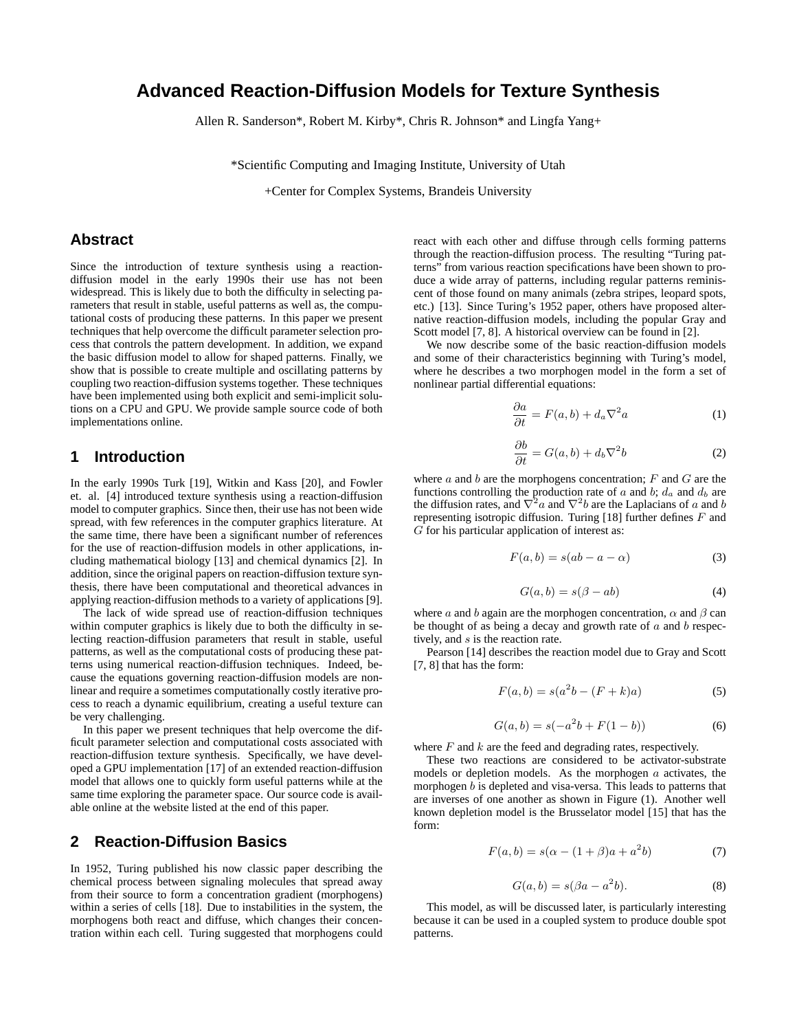# Advanced Reaction-Diffusion Models for Texture Synthesis

Allen R. Sanderson*, Robert M. Kirby*, Chris R. Johnson* and Lingfa Yang+

*Scientific Computing and Imaging Institute, University of Utah

+Center for Complex Systems, Brandeis University

## Abstract

Since the introduction of texture synthesis using a reaction-diffusion model in the early 1990s their use has not been widespread. This is likely due to both the difficulty in selecting parameters that result in stable, useful patterns as well as, the computational costs of producing these patterns. In this paper we present techniques that help overcome the difficult parameter selection process that controls the pattern development. In addition, we expand the basic diffusion model to allow for shaped patterns. Finally, we show that is possible to create multiple and oscillating patterns by coupling two reaction-diffusion systems together. These techniques have been implemented using both explicit and semi-implicit solutions on a CPU and GPU. We provide sample source code of both implementations online.

## 1 Introduction

In the early 1990s Turk [19], Witkin and Kass [20], and Fowler et. al. [4] introduced texture synthesis using a reaction-diffusion model to computer graphics. Since then, their use has not been wide spread, with few references in the computer graphics literature. At the same time, there have been a significant number of references for the use of reaction-diffusion models in other applications, including mathematical biology [13] and chemical dynamics [2]. In addition, since the original papers on reaction-diffusion texture synthesis, there have been computational and theoretical advances in applying reaction-diffusion methods to a variety of applications [9].

The lack of wide spread use of reaction-diffusion techniques within computer graphics is likely due to both the difficulty in selecting reaction-diffusion parameters that result in stable, useful patterns, as well as the computational costs of producing these patterns using numerical reaction-diffusion techniques. Indeed, because the equations governing reaction-diffusion models are nonlinear and require a sometimes computationally costly iterative process to reach a dynamic equilibrium, creating a useful texture can be very challenging.

In this paper we present techniques that help overcome the difficult parameter selection and computational costs associated with reaction-diffusion texture synthesis. Specifically, we have developed a GPU implementation [17] of an extended reaction-diffusion model that allows one to quickly form useful patterns while at the same time exploring the parameter space. Our source code is available online at the website listed at the end of this paper.

## 2 Reaction-Diffusion Basics

In 1952, Turing published his now classic paper describing the chemical process between signaling molecules that spread away from their source to form a concentration gradient (morphogens) within a series of cells [18]. Due to instabilities in the system, the morphogens both react and diffuse, which changes their concentration within each cell. Turing suggested that morphogens could react with each other and diffuse through cells forming patterns through the reaction-diffusion process. The resulting "Turing patterns" from various reaction specifications have been shown to produce a wide array of patterns, including regular patterns reminiscent of those found on many animals (zebra stripes, leopard spots, etc.) [13]. Since Turing's 1952 paper, others have proposed alternative reaction-diffusion models, including the popular Gray and Scott model [7, 8]. A historical overview can be found in [2].

We now describe some of the basic reaction-diffusion models and some of their characteristics beginning with Turing's model, where he describes a two morphogen model in the form a set of nonlinear partial differential equations:

$$\frac{\partial a}{\partial t} = F(a,b) + d_a \nabla^2 a \tag{1}$$

$$\frac{\partial b}{\partial t} = G(a,b) + d_b \nabla^2 b \tag{2}$$

where $a$ and $b$ are the morphogens concentration; $F$ and $G$ are the functions controlling the production rate of $a$ and $b$; $d_a$ and $d_b$ are the diffusion rates, and $\nabla^2 a$ and $\nabla^2 b$ are the Laplacians of $a$ and $b$ representing isotropic diffusion. Turing [18] further defines $F$ and $G$ for his particular application of interest as:

$$F(a,b) = s(ab - a - \alpha) \tag{3}$$

$$G(a,b) = s(\beta - ab) \tag{4}$$

where $a$ and $b$ again are the morphogen concentration, $\alpha$ and $\beta$ can be thought of as being a decay and growth rate of $a$ and $b$ respectively, and $s$ is the reaction rate.

Pearson [14] describes the reaction model due to Gray and Scott [7, 8] that has the form:

$$F(a,b) = s(a^2 b - (F+k)a) \tag{5}$$

$$G(a,b) = s(-a^2 b + F(1-b)) \tag{6}$$

where $F$ and $k$ are the feed and degrading rates, respectively.

These two reactions are considered to be activator-substrate models or depletion models. As the morphogen $a$ activates, the morphogen $b$ is depleted and visa-versa. This leads to patterns that are inverses of one another as shown in Figure (1). Another well known depletion model is the Brusselator model [15] that has the form:

$$F(a,b) = s(\alpha - (1+\beta)a + a^2 b) \tag{7}$$

$$G(a,b) = s(\beta a - a^2 b). \tag{8}$$

This model, as will be discussed later, is particularly interesting because it can be used in a coupled system to produce double spot patterns.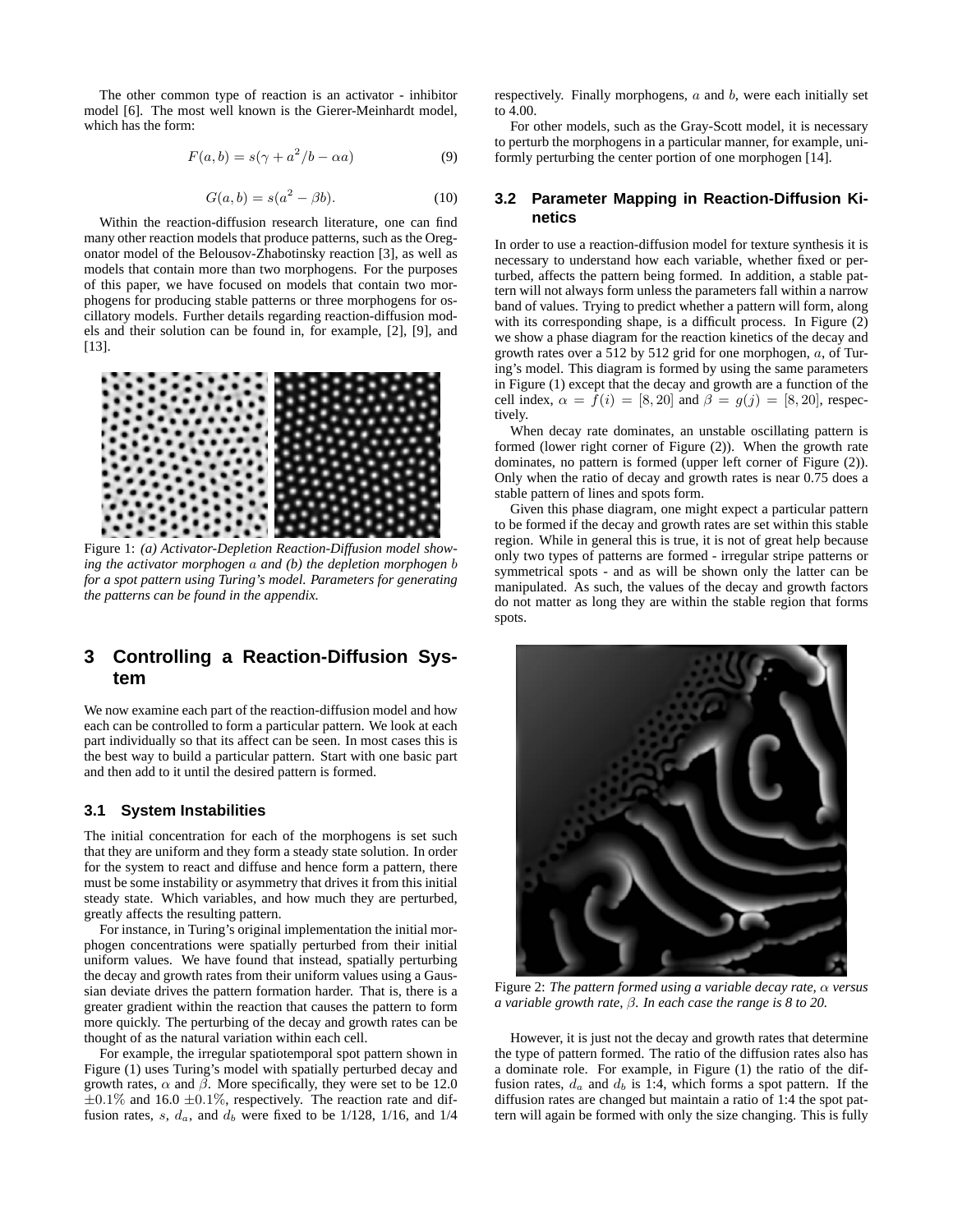The other common type of reaction is an activator - inhibitor model [6]. The most well known is the Gierer-Meinhardt model, which has the form:

$$F(a,b) = s(\gamma + a^2/b - \alpha a) \tag{9}$$

$$G(a,b) = s(a^2 - \beta b). \tag{10}$$

Within the reaction-diffusion research literature, one can find many other reaction models that produce patterns, such as the Oregonator model of the Belousov-Zhabotinsky reaction [3], as well as models that contain more than two morphogens. For the purposes of this paper, we have focused on models that contain two morphogens for producing stable patterns or three morphogens for oscillatory models. Further details regarding reaction-diffusion models and their solution can be found in, for example, [2], [9], and [13].

Figure 1: *(a) Activator-Depletion Reaction-Diffusion model showing the activator morphogen $a$ and (b) the depletion morphogen $b$ for a spot pattern using Turing's model. Parameters for generating the patterns can be found in the appendix.*

## 3 Controlling a Reaction-Diffusion System

We now examine each part of the reaction-diffusion model and how each can be controlled to form a particular pattern. We look at each part individually so that its affect can be seen. In most cases this is the best way to build a particular pattern. Start with one basic part and then add to it until the desired pattern is formed.

### 3.1 System Instabilities

The initial concentration for each of the morphogens is set such that they are uniform and they form a steady state solution. In order for the system to react and diffuse and hence form a pattern, there must be some instability or asymmetry that drives it from this initial steady state. Which variables, and how much they are perturbed, greatly affects the resulting pattern.

For instance, in Turing's original implementation the initial morphogen concentrations were spatially perturbed from their initial uniform values. We have found that instead, spatially perturbing the decay and growth rates from their uniform values using a Gaussian deviate drives the pattern formation harder. That is, there is a greater gradient within the reaction that causes the pattern to form more quickly. The perturbing of the decay and growth rates can be thought of as the natural variation within each cell.

For example, the irregular spatiotemporal spot pattern shown in Figure (1) uses Turing's model with spatially perturbed decay and growth rates, $\alpha$ and $\beta$. More specifically, they were set to be 12.0 $\pm 0.1\%$ and 16.0 $\pm 0.1\%$, respectively. The reaction rate and diffusion rates, $s$, $d_a$, and $d_b$ were fixed to be 1/128, 1/16, and 1/4 respectively. Finally morphogens, $a$ and $b$, were each initially set to 4.00.

For other models, such as the Gray-Scott model, it is necessary to perturb the morphogens in a particular manner, for example, uniformly perturbing the center portion of one morphogen [14].

### 3.2 Parameter Mapping in Reaction-Diffusion Kinetics

In order to use a reaction-diffusion model for texture synthesis it is necessary to understand how each variable, whether fixed or perturbed, affects the pattern being formed. In addition, a stable pattern will not always form unless the parameters fall within a narrow band of values. Trying to predict whether a pattern will form, along with its corresponding shape, is a difficult process. In Figure (2) we show a phase diagram for the reaction kinetics of the decay and growth rates over a 512 by 512 grid for one morphogen, $a$, of Turing's model. This diagram is formed by using the same parameters in Figure (1) except that the decay and growth are a function of the cell index, $\alpha = f(i) = [8, 20]$ and $\beta = g(j) = [8, 20]$, respectively.

When decay rate dominates, an unstable oscillating pattern is formed (lower right corner of Figure (2)). When the growth rate dominates, no pattern is formed (upper left corner of Figure (2)). Only when the ratio of decay and growth rates is near 0.75 does a stable pattern of lines and spots form.

Given this phase diagram, one might expect a particular pattern to be formed if the decay and growth rates are set within this stable region. While in general this is true, it is not of great help because only two types of patterns are formed - irregular stripe patterns or symmetrical spots - and as will be shown only the latter can be manipulated. As such, the values of the decay and growth factors do not matter as long they are within the stable region that forms spots.

Figure 2: *The pattern formed using a variable decay rate, $\alpha$ versus a variable growth rate, $\beta$. In each case the range is 8 to 20.*

However, it is just not the decay and growth rates that determine the type of pattern formed. The ratio of the diffusion rates also has a dominate role. For example, in Figure (1) the ratio of the diffusion rates, $d_a$ and $d_b$ is 1:4, which forms a spot pattern. If the diffusion rates are changed but maintain a ratio of 1:4 the spot pattern will again be formed with only the size changing. This is fully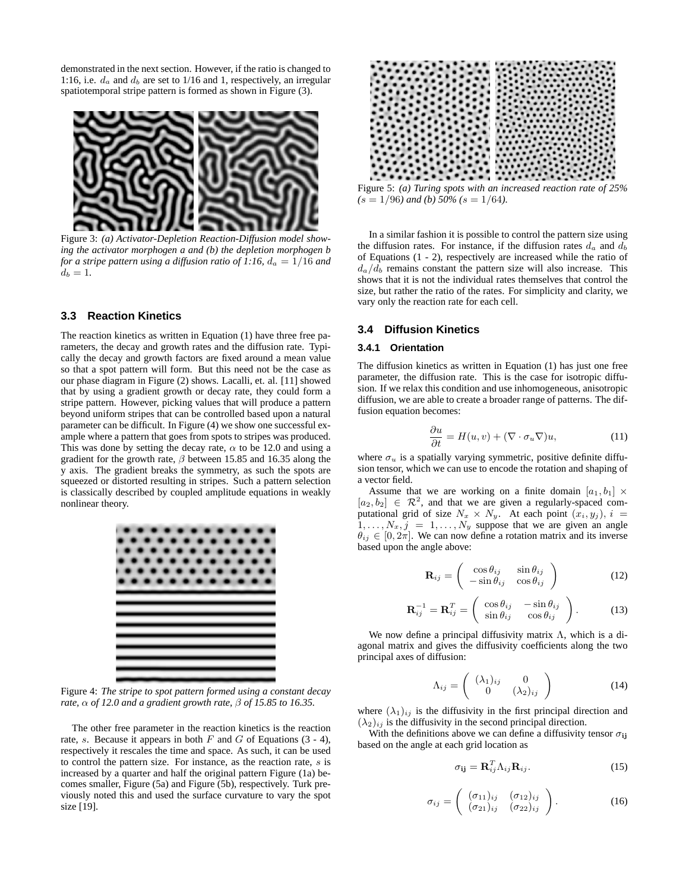demonstrated in the next section. However, if the ratio is changed to 1:16, i.e. $d_a$ and $d_b$ are set to 1/16 and 1, respectively, an irregular spatiotemporal stripe pattern is formed as shown in Figure (3).

Figure 3: *(a) Activator-Depletion Reaction-Diffusion model showing the activator morphogen a and (b) the depletion morphogen b for a stripe pattern using a diffusion ratio of 1:16, $d_a = 1/16$ and $d_b = 1$.*

### 3.3 Reaction Kinetics

The reaction kinetics as written in Equation (1) have three free parameters, the decay and growth rates and the diffusion rate. Typically the decay and growth factors are fixed around a mean value so that a spot pattern will form. But this need not be the case as our phase diagram in Figure (2) shows. Lacalli, et. al. [11] showed that by using a gradient growth or decay rate, they could form a stripe pattern. However, picking values that will produce a pattern beyond uniform stripes that can be controlled based upon a natural parameter can be difficult. In Figure (4) we show one successful example where a pattern that goes from spots to stripes was produced. This was done by setting the decay rate, $\alpha$ to be 12.0 and using a gradient for the growth rate, $\beta$ between 15.85 and 16.35 along the y axis. The gradient breaks the symmetry, as such the spots are squeezed or distorted resulting in stripes. Such a pattern selection is classically described by coupled amplitude equations in weakly nonlinear theory.

Figure 4: *The stripe to spot pattern formed using a constant decay rate, $\alpha$ of 12.0 and a gradient growth rate, $\beta$ of 15.85 to 16.35.*

The other free parameter in the reaction kinetics is the reaction rate, $s$. Because it appears in both $F$ and $G$ of Equations (3 - 4), respectively it rescales the time and space. As such, it can be used to control the pattern size. For instance, as the reaction rate, $s$ is increased by a quarter and half the original pattern Figure (1a) becomes smaller, Figure (5a) and Figure (5b), respectively. Turk previously noted this and used the surface curvature to vary the spot size [19].

Figure 5: *(a) Turing spots with an increased reaction rate of 25% ($s = 1/96$) and (b) 50% ($s = 1/64$).*

In a similar fashion it is possible to control the pattern size using the diffusion rates. For instance, if the diffusion rates $d_a$ and $d_b$ of Equations (1 - 2), respectively are increased while the ratio of $d_a/d_b$ remains constant the pattern size will also increase. This shows that it is not the individual rates themselves that control the size, but rather the ratio of the rates. For simplicity and clarity, we vary only the reaction rate for each cell.

### 3.4 Diffusion Kinetics

#### 3.4.1 Orientation

The diffusion kinetics as written in Equation (1) has just one free parameter, the diffusion rate. This is the case for isotropic diffusion. If we relax this condition and use inhomogeneous, anisotropic diffusion, we are able to create a broader range of patterns. The diffusion equation becomes:

$$\frac{\partial u}{\partial t} = H(u, v) + (\nabla \cdot \sigma_u \nabla)u, \tag{11}$$

where $\sigma_u$ is a spatially varying symmetric, positive definite diffusion tensor, which we can use to encode the rotation and shaping of a vector field.

Assume that we are working on a finite domain $[a_1, b_1] \times [a_2, b_2] \in \mathcal{R}^2$, and that we are given a regularly-spaced computational grid of size $N_x \times N_y$. At each point $(x_i, y_j)$, $i = 1, \ldots, N_x, j = 1, \ldots, N_y$ suppose that we are given an angle $\theta_{ij} \in [0, 2\pi]$. We can now define a rotation matrix and its inverse based upon the angle above:

$$\mathbf{R}_{ij} = \begin{pmatrix} \cos\theta_{ij} & \sin\theta_{ij} \\ -\sin\theta_{ij} & \cos\theta_{ij} \end{pmatrix} \tag{12}$$

$$\mathbf{R}_{ij}^{-1} = \mathbf{R}_{ij}^{T} = \begin{pmatrix} \cos\theta_{ij} & -\sin\theta_{ij} \\ \sin\theta_{ij} & \cos\theta_{ij} \end{pmatrix}. \tag{13}$$

We now define a principal diffusivity matrix $\Lambda$, which is a diagonal matrix and gives the diffusivity coefficients along the two principal axes of diffusion:

$$\Lambda_{ij} = \begin{pmatrix} (\lambda_1)_{ij} & 0 \\ 0 & (\lambda_2)_{ij} \end{pmatrix} \tag{14}$$

where $(\lambda_1)_{ij}$ is the diffusivity in the first principal direction and $(\lambda_2)_{ij}$ is the diffusivity in the second principal direction.

With the definitions above we can define a diffusivity tensor $\sigma_{\mathbf{ij}}$ based on the angle at each grid location as

$$\sigma_{\mathbf{ij}} = \mathbf{R}_{ij}^{T} \Lambda_{ij} \mathbf{R}_{ij}. \tag{15}$$

$$\sigma_{ij} = \begin{pmatrix} (\sigma_{11})_{ij} & (\sigma_{12})_{ij} \\ (\sigma_{21})_{ij} & (\sigma_{22})_{ij} \end{pmatrix}. \tag{16}$$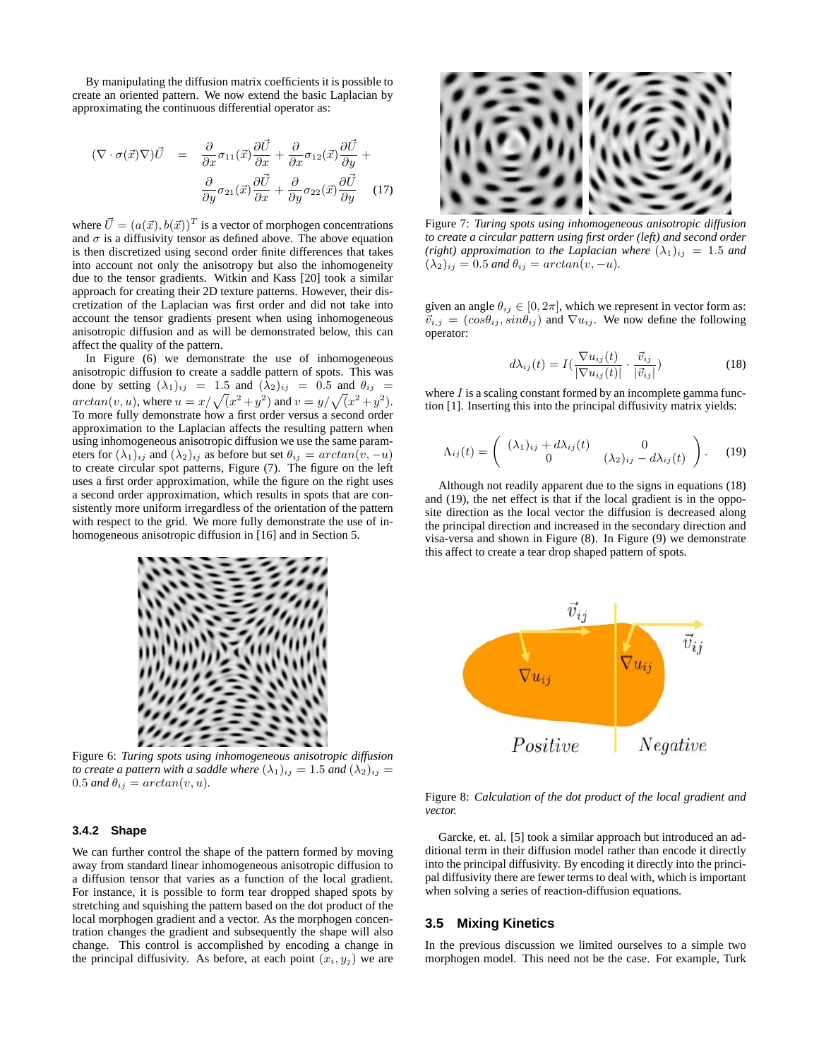By manipulating the diffusion matrix coefficients it is possible to create an oriented pattern. We now extend the basic Laplacian by approximating the continuous differential operator as:

$$
\begin{aligned}
(\nabla \cdot \sigma(\vec{x}) \nabla) \vec{U} \quad = \quad & \frac{\partial}{\partial x} \sigma_{11}(\vec{x}) \frac{\partial \vec{U}}{\partial x} + \frac{\partial}{\partial x} \sigma_{12}(\vec{x}) \frac{\partial \vec{U}}{\partial y} + \\
& \frac{\partial}{\partial y} \sigma_{21}(\vec{x}) \frac{\partial \vec{U}}{\partial x} + \frac{\partial}{\partial y} \sigma_{22}(\vec{x}) \frac{\partial \vec{U}}{\partial y}
\end{aligned}
\tag{17}
$$

where $\vec{U} = (a(\vec{x}), b(\vec{x}))^T$ is a vector of morphogen concentrations and $\sigma$ is a diffusivity tensor as defined above. The above equation is then discretized using second order finite differences that takes into account not only the anisotropy but also the inhomogeneity due to the tensor gradients. Witkin and Kass [20] took a similar approach for creating their 2D texture patterns. However, their discretization of the Laplacian was first order and did not take into account the tensor gradients present when using inhomogeneous anisotropic diffusion and as will be demonstrated below, this can affect the quality of the pattern.

In Figure (6) we demonstrate the use of inhomogeneous anisotropic diffusion to create a saddle pattern of spots. This was done by setting $(\lambda_1)_{ij} = 1.5$ and $(\lambda_2)_{ij} = 0.5$ and $\theta_{ij} = arctan(v, u)$, where $u = x/\sqrt{(x^2+y^2)}$ and $v = y/\sqrt{(x^2+y^2)}$. To more fully demonstrate how a first order versus a second order approximation to the Laplacian affects the resulting pattern when using inhomogeneous anisotropic diffusion we use the same parameters for $(\lambda_1)_{ij}$ and $(\lambda_2)_{ij}$ as before but set $\theta_{ij} = arctan(v, -u)$ to create circular spot patterns, Figure (7). The figure on the left uses a first order approximation, while the figure on the right uses a second order approximation, which results in spots that are consistently more uniform irregardless of the orientation of the pattern with respect to the grid. We more fully demonstrate the use of inhomogeneous anisotropic diffusion in [16] and in Section 5.

Figure 6: *Turing spots using inhomogeneous anisotropic diffusion to create a pattern with a saddle where* $(\lambda_1)_{ij} = 1.5$ *and* $(\lambda_2)_{ij} = 0.5$ *and* $\theta_{ij} = arctan(v, u)$.

### 3.4.2 Shape

We can further control the shape of the pattern formed by moving away from standard linear inhomogeneous anisotropic diffusion to a diffusion tensor that varies as a function of the local gradient. For instance, it is possible to form tear dropped shaped spots by stretching and squishing the pattern based on the dot product of the local morphogen gradient and a vector. As the morphogen concentration changes the gradient and subsequently the shape will also change. This control is accomplished by encoding a change in the principal diffusivity. As before, at each point $(x_i, y_j)$ we are given an angle $\theta_{ij} \in [0, 2\pi]$, which we represent in vector form as: $\vec{v}_{i,j} = (cos\theta_{ij}, sin\theta_{ij})$ and $\nabla u_{ij}$. We now define the following operator:

Figure 7: *Turing spots using inhomogeneous anisotropic diffusion to create a circular pattern using first order (left) and second order (right) approximation to the Laplacian where* $(\lambda_1)_{ij} = 1.5$ *and* $(\lambda_2)_{ij} = 0.5$ *and* $\theta_{ij} = arctan(v, -u)$.

$$
d\lambda_{ij}(t) = I\left(\frac{\nabla u_{ij}(t)}{|\nabla u_{ij}(t)|} \cdot \frac{\vec{v}_{ij}}{|\vec{v}_{ij}|}\right) \tag{18}
$$

where $I$ is a scaling constant formed by an incomplete gamma function [1]. Inserting this into the principal diffusivity matrix yields:

$$
\Lambda_{ij}(t) = \begin{pmatrix} (\lambda_1)_{ij} + d\lambda_{ij}(t) & 0 \\ 0 & (\lambda_2)_{ij} - d\lambda_{ij}(t) \end{pmatrix}. \tag{19}
$$

Although not readily apparent due to the signs in equations (18) and (19), the net effect is that if the local gradient is in the opposite direction as the local vector the diffusion is decreased along the principal direction and increased in the secondary direction and visa-versa and shown in Figure (8). In Figure (9) we demonstrate this affect to create a tear drop shaped pattern of spots.

Figure 8: *Calculation of the dot product of the local gradient and vector.*

Garcke, et. al. [5] took a similar approach but introduced an additional term in their diffusion model rather than encode it directly into the principal diffusivity. By encoding it directly into the principal diffusivity there are fewer terms to deal with, which is important when solving a series of reaction-diffusion equations.

## 3.5 Mixing Kinetics

In the previous discussion we limited ourselves to a simple two morphogen model. This need not be the case. For example, Turk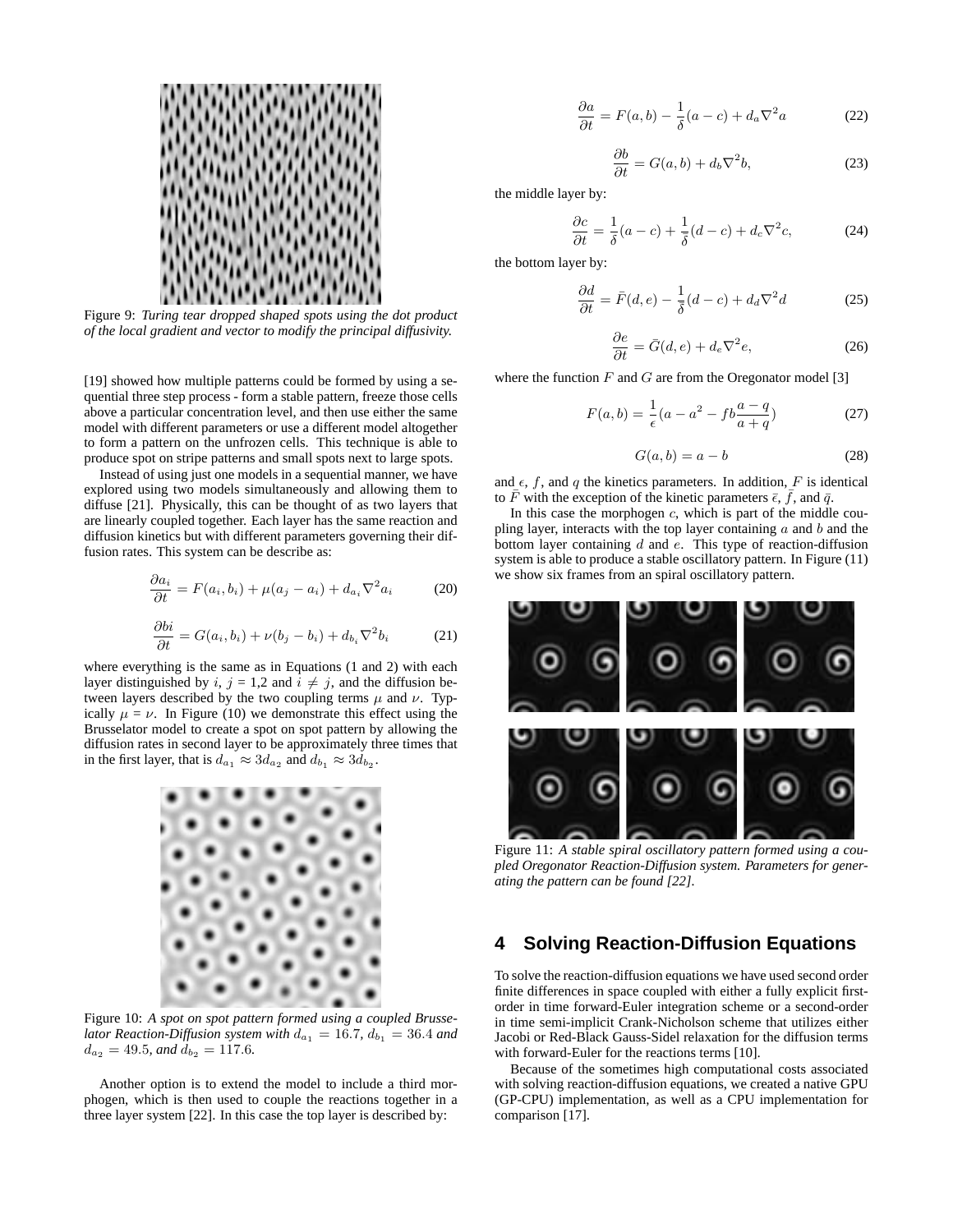Figure 9: *Turing tear dropped shaped spots using the dot product of the local gradient and vector to modify the principal diffusivity.*

[19] showed how multiple patterns could be formed by using a sequential three step process - form a stable pattern, freeze those cells above a particular concentration level, and then use either the same model with different parameters or use a different model altogether to form a pattern on the unfrozen cells. This technique is able to produce spot on stripe patterns and small spots next to large spots.

Instead of using just one models in a sequential manner, we have explored using two models simultaneously and allowing them to diffuse [21]. Physically, this can be thought of as two layers that are linearly coupled together. Each layer has the same reaction and diffusion kinetics but with different parameters governing their diffusion rates. This system can be describe as:

$$\frac{\partial a_i}{\partial t} = F(a_i, b_i) + \mu(a_j - a_i) + d_{a_i}\nabla^2 a_i \tag{20}$$

$$\frac{\partial bi}{\partial t} = G(a_i, b_i) + \nu(b_j - b_i) + d_{b_i}\nabla^2 b_i \tag{21}$$

where everything is the same as in Equations (1 and 2) with each layer distinguished by $i$, $j$ = 1,2 and $i \neq j$, and the diffusion between layers described by the two coupling terms $\mu$ and $\nu$. Typically $\mu = \nu$. In Figure (10) we demonstrate this effect using the Brusselator model to create a spot on spot pattern by allowing the diffusion rates in second layer to be approximately three times that in the first layer, that is $d_{a_1} \approx 3d_{a_2}$ and $d_{b_1} \approx 3d_{b_2}$.

Figure 10: *A spot on spot pattern formed using a coupled Brusselator Reaction-Diffusion system with* $d_{a_1} = 16.7$*,* $d_{b_1} = 36.4$ *and* $d_{a_2} = 49.5$*, and* $d_{b_2} = 117.6$*.*

Another option is to extend the model to include a third morphogen, which is then used to couple the reactions together in a three layer system [22]. In this case the top layer is described by:

$$\frac{\partial a}{\partial t} = F(a, b) - \frac{1}{\delta}(a - c) + d_a\nabla^2 a \tag{22}$$

$$\frac{\partial b}{\partial t} = G(a, b) + d_b\nabla^2 b, \tag{23}$$

the middle layer by:

$$\frac{\partial c}{\partial t} = \frac{1}{\delta}(a - c) + \frac{1}{\bar{\delta}}(d - c) + d_c\nabla^2 c, \tag{24}$$

the bottom layer by:

$$\frac{\partial d}{\partial t} = \bar{F}(d, e) - \frac{1}{\bar{\delta}}(d - c) + d_d\nabla^2 d \tag{25}$$

$$\frac{\partial e}{\partial t} = \bar{G}(d, e) + d_e\nabla^2 e, \tag{26}$$

where the function $F$ and $G$ are from the Oregonator model [3]

$$F(a, b) = \frac{1}{\epsilon}(a - a^2 - fb\frac{a - q}{a + q}) \tag{27}$$

$$G(a, b) = a - b \tag{28}$$

and $\epsilon$, $f$, and $q$ the kinetics parameters. In addition, $F$ is identical to $\bar{F}$ with the exception of the kinetic parameters $\bar{\epsilon}$, $\bar{f}$, and $\bar{q}$.

In this case the morphogen $c$, which is part of the middle coupling layer, interacts with the top layer containing $a$ and $b$ and the bottom layer containing $d$ and $e$. This type of reaction-diffusion system is able to produce a stable oscillatory pattern. In Figure (11) we show six frames from an spiral oscillatory pattern.

Figure 11: *A stable spiral oscillatory pattern formed using a coupled Oregonator Reaction-Diffusion system. Parameters for generating the pattern can be found [22].*

## 4 Solving Reaction-Diffusion Equations

To solve the reaction-diffusion equations we have used second order finite differences in space coupled with either a fully explicit first-order in time forward-Euler integration scheme or a second-order in time semi-implicit Crank-Nicholson scheme that utilizes either Jacobi or Red-Black Gauss-Sidel relaxation for the diffusion terms with forward-Euler for the reactions terms [10].

Because of the sometimes high computational costs associated with solving reaction-diffusion equations, we created a native GPU (GP-CPU) implementation, as well as a CPU implementation for comparison [17].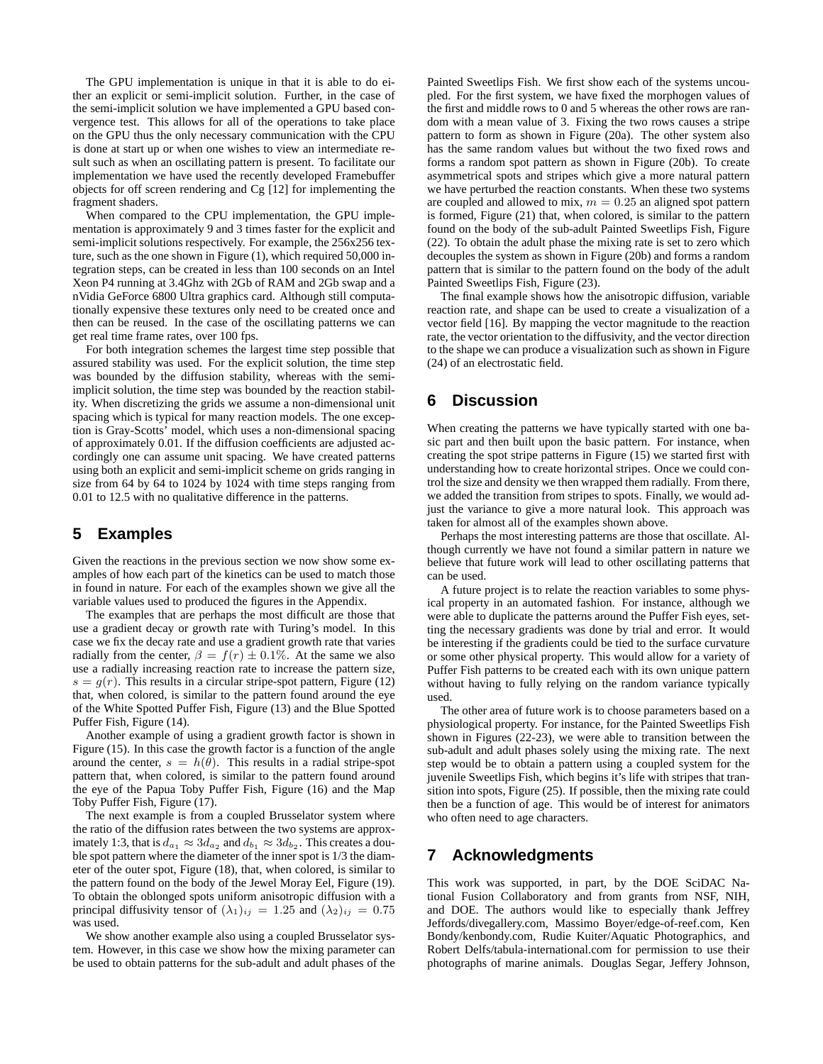The GPU implementation is unique in that it is able to do either an explicit or semi-implicit solution. Further, in the case of the semi-implicit solution we have implemented a GPU based convergence test. This allows for all of the operations to take place on the GPU thus the only necessary communication with the CPU is done at start up or when one wishes to view an intermediate result such as when an oscillating pattern is present. To facilitate our implementation we have used the recently developed Framebuffer objects for off screen rendering and Cg [12] for implementing the fragment shaders.

When compared to the CPU implementation, the GPU implementation is approximately 9 and 3 times faster for the explicit and semi-implicit solutions respectively. For example, the 256x256 texture, such as the one shown in Figure (1), which required 50,000 integration steps, can be created in less than 100 seconds on an Intel Xeon P4 running at 3.4Ghz with 2Gb of RAM and 2Gb swap and a nVidia GeForce 6800 Ultra graphics card. Although still computationally expensive these textures only need to be created once and then can be reused. In the case of the oscillating patterns we can get real time frame rates, over 100 fps.

For both integration schemes the largest time step possible that assured stability was used. For the explicit solution, the time step was bounded by the diffusion stability, whereas with the semi-implicit solution, the time step was bounded by the reaction stability. When discretizing the grids we assume a non-dimensional unit spacing which is typical for many reaction models. The one exception is Gray-Scotts' model, which uses a non-dimensional spacing of approximately 0.01. If the diffusion coefficients are adjusted accordingly one can assume unit spacing. We have created patterns using both an explicit and semi-implicit scheme on grids ranging in size from 64 by 64 to 1024 by 1024 with time steps ranging from 0.01 to 12.5 with no qualitative difference in the patterns.

## 5 Examples

Given the reactions in the previous section we now show some examples of how each part of the kinetics can be used to match those in found in nature. For each of the examples shown we give all the variable values used to produced the figures in the Appendix.

The examples that are perhaps the most difficult are those that use a gradient decay or growth rate with Turing's model. In this case we fix the decay rate and use a gradient growth rate that varies radially from the center, $\beta = f(r) \pm 0.1\%$. At the same we also use a radially increasing reaction rate to increase the pattern size, $s = g(r)$. This results in a circular stripe-spot pattern, Figure (12) that, when colored, is similar to the pattern found around the eye of the White Spotted Puffer Fish, Figure (13) and the Blue Spotted Puffer Fish, Figure (14).

Another example of using a gradient growth factor is shown in Figure (15). In this case the growth factor is a function of the angle around the center, $s = h(\theta)$. This results in a radial stripe-spot pattern that, when colored, is similar to the pattern found around the eye of the Papua Toby Puffer Fish, Figure (16) and the Map Toby Puffer Fish, Figure (17).

The next example is from a coupled Brusselator system where the ratio of the diffusion rates between the two systems are approximately 1:3, that is $d_{a_1} \approx 3d_{a_2}$ and $d_{b_1} \approx 3d_{b_2}$. This creates a double spot pattern where the diameter of the inner spot is 1/3 the diameter of the outer spot, Figure (18), that, when colored, is similar to the pattern found on the body of the Jewel Moray Eel, Figure (19). To obtain the oblonged spots uniform anisotropic diffusion with a principal diffusivity tensor of $(\lambda_1)_{ij} = 1.25$ and $(\lambda_2)_{ij} = 0.75$ was used.

We show another example also using a coupled Brusselator system. However, in this case we show how the mixing parameter can be used to obtain patterns for the sub-adult and adult phases of the Painted Sweetlips Fish. We first show each of the systems uncoupled. For the first system, we have fixed the morphogen values of the first and middle rows to 0 and 5 whereas the other rows are random with a mean value of 3. Fixing the two rows causes a stripe pattern to form as shown in Figure (20a). The other system also has the same random values but without the two fixed rows and forms a random spot pattern as shown in Figure (20b). To create asymmetrical spots and stripes which give a more natural pattern we have perturbed the reaction constants. When these two systems are coupled and allowed to mix, $m = 0.25$ an aligned spot pattern is formed, Figure (21) that, when colored, is similar to the pattern found on the body of the sub-adult Painted Sweetlips Fish, Figure (22). To obtain the adult phase the mixing rate is set to zero which decouples the system as shown in Figure (20b) and forms a random pattern that is similar to the pattern found on the body of the adult Painted Sweetlips Fish, Figure (23).

The final example shows how the anisotropic diffusion, variable reaction rate, and shape can be used to create a visualization of a vector field [16]. By mapping the vector magnitude to the reaction rate, the vector orientation to the diffusivity, and the vector direction to the shape we can produce a visualization such as shown in Figure (24) of an electrostatic field.

## 6 Discussion

When creating the patterns we have typically started with one basic part and then built upon the basic pattern. For instance, when creating the spot stripe patterns in Figure (15) we started first with understanding how to create horizontal stripes. Once we could control the size and density we then wrapped them radially. From there, we added the transition from stripes to spots. Finally, we would adjust the variance to give a more natural look. This approach was taken for almost all of the examples shown above.

Perhaps the most interesting patterns are those that oscillate. Although currently we have not found a similar pattern in nature we believe that future work will lead to other oscillating patterns that can be used.

A future project is to relate the reaction variables to some physical property in an automated fashion. For instance, although we were able to duplicate the patterns around the Puffer Fish eyes, setting the necessary gradients was done by trial and error. It would be interesting if the gradients could be tied to the surface curvature or some other physical property. This would allow for a variety of Puffer Fish patterns to be created each with its own unique pattern without having to fully relying on the random variance typically used.

The other area of future work is to choose parameters based on a physiological property. For instance, for the Painted Sweetlips Fish shown in Figures (22-23), we were able to transition between the sub-adult and adult phases solely using the mixing rate. The next step would be to obtain a pattern using a coupled system for the juvenile Sweetlips Fish, which begins it's life with stripes that transition into spots, Figure (25). If possible, then the mixing rate could then be a function of age. This would be of interest for animators who often need to age characters.

## 7 Acknowledgments

This work was supported, in part, by the DOE SciDAC National Fusion Collaboratory and from grants from NSF, NIH, and DOE. The authors would like to especially thank Jeffrey Jeffords/divegallery.com, Massimo Boyer/edge-of-reef.com, Ken Bondy/kenbondy.com, Rudie Kuiter/Aquatic Photographics, and Robert Delfs/tabula-international.com for permission to use their photographs of marine animals. Douglas Segar, Jeffery Johnson,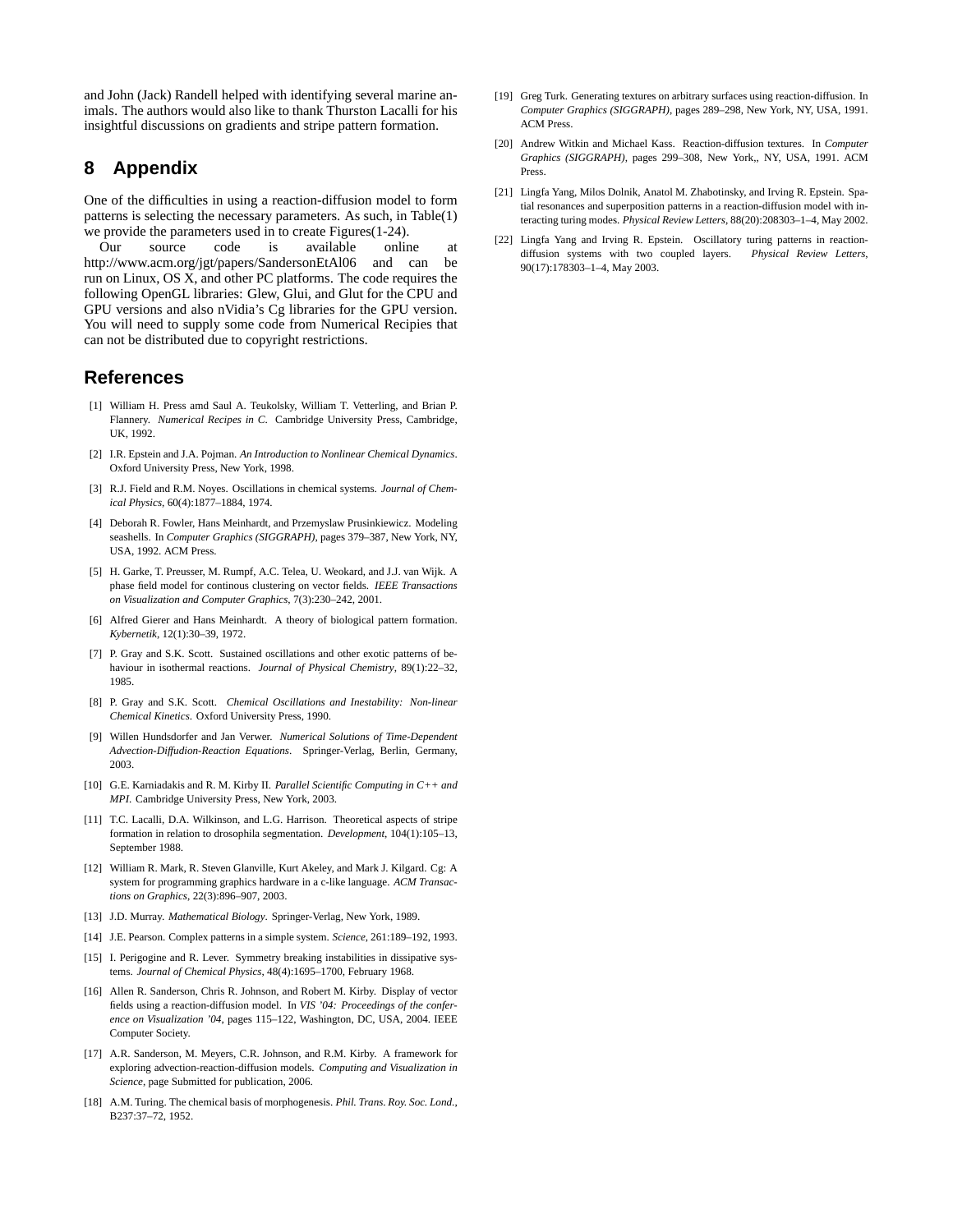and John (Jack) Randell helped with identifying several marine animals. The authors would also like to thank Thurston Lacalli for his insightful discussions on gradients and stripe pattern formation.

## 8 Appendix

One of the difficulties in using a reaction-diffusion model to form patterns is selecting the necessary parameters. As such, in Table(1) we provide the parameters used in to create Figures(1-24).

Our source code is available online at http://www.acm.org/jgt/papers/SandersonEtAl06 and can be run on Linux, OS X, and other PC platforms. The code requires the following OpenGL libraries: Glew, Glui, and Glut for the CPU and GPU versions and also nVidia's Cg libraries for the GPU version. You will need to supply some code from Numerical Recipies that can not be distributed due to copyright restrictions.

## References

[1] William H. Press amd Saul A. Teukolsky, William T. Vetterling, and Brian P. Flannery. *Numerical Recipes in C.* Cambridge University Press, Cambridge, UK, 1992.

[2] I.R. Epstein and J.A. Pojman. *An Introduction to Nonlinear Chemical Dynamics*. Oxford University Press, New York, 1998.

[3] R.J. Field and R.M. Noyes. Oscillations in chemical systems. *Journal of Chemical Physics*, 60(4):1877–1884, 1974.

[4] Deborah R. Fowler, Hans Meinhardt, and Przemyslaw Prusinkiewicz. Modeling seashells. In *Computer Graphics (SIGGRAPH)*, pages 379–387, New York, NY, USA, 1992. ACM Press.

[5] H. Garke, T. Preusser, M. Rumpf, A.C. Telea, U. Weokard, and J.J. van Wijk. A phase field model for continous clustering on vector fields. *IEEE Transactions on Visualization and Computer Graphics*, 7(3):230–242, 2001.

[6] Alfred Gierer and Hans Meinhardt. A theory of biological pattern formation. *Kybernetik*, 12(1):30–39, 1972.

[7] P. Gray and S.K. Scott. Sustained oscillations and other exotic patterns of behaviour in isothermal reactions. *Journal of Physical Chemistry*, 89(1):22–32, 1985.

[8] P. Gray and S.K. Scott. *Chemical Oscillations and Inestability: Non-linear Chemical Kinetics*. Oxford University Press, 1990.

[9] Willen Hundsdorfer and Jan Verwer. *Numerical Solutions of Time-Dependent Advection-Diffudion-Reaction Equations*. Springer-Verlag, Berlin, Germany, 2003.

[10] G.E. Karniadakis and R. M. Kirby II. *Parallel Scientific Computing in C++ and MPI*. Cambridge University Press, New York, 2003.

[11] T.C. Lacalli, D.A. Wilkinson, and L.G. Harrison. Theoretical aspects of stripe formation in relation to drosophila segmentation. *Development*, 104(1):105–13, September 1988.

[12] William R. Mark, R. Steven Glanville, Kurt Akeley, and Mark J. Kilgard. Cg: A system for programming graphics hardware in a c-like language. *ACM Transactions on Graphics*, 22(3):896–907, 2003.

[13] J.D. Murray. *Mathematical Biology*. Springer-Verlag, New York, 1989.

[14] J.E. Pearson. Complex patterns in a simple system. *Science*, 261:189–192, 1993.

[15] I. Perigogine and R. Lever. Symmetry breaking instabilities in dissipative systems. *Journal of Chemical Physics*, 48(4):1695–1700, February 1968.

[16] Allen R. Sanderson, Chris R. Johnson, and Robert M. Kirby. Display of vector fields using a reaction-diffusion model. In *VIS '04: Proceedings of the conference on Visualization '04*, pages 115–122, Washington, DC, USA, 2004. IEEE Computer Society.

[17] A.R. Sanderson, M. Meyers, C.R. Johnson, and R.M. Kirby. A framework for exploring advection-reaction-diffusion models. *Computing and Visualization in Science*, page Submitted for publication, 2006.

[18] A.M. Turing. The chemical basis of morphogenesis. *Phil. Trans. Roy. Soc. Lond.*, B237:37–72, 1952.

[19] Greg Turk. Generating textures on arbitrary surfaces using reaction-diffusion. In *Computer Graphics (SIGGRAPH)*, pages 289–298, New York, NY, USA, 1991. ACM Press.

[20] Andrew Witkin and Michael Kass. Reaction-diffusion textures. In *Computer Graphics (SIGGRAPH)*, pages 299–308, New York,, NY, USA, 1991. ACM Press.

[21] Lingfa Yang, Milos Dolnik, Anatol M. Zhabotinsky, and Irving R. Epstein. Spatial resonances and superposition patterns in a reaction-diffusion model with interacting turing modes. *Physical Review Letters*, 88(20):208303–1–4, May 2002.

[22] Lingfa Yang and Irving R. Epstein. Oscillatory turing patterns in reaction-diffusion systems with two coupled layers. *Physical Review Letters*, 90(17):178303–1–4, May 2003.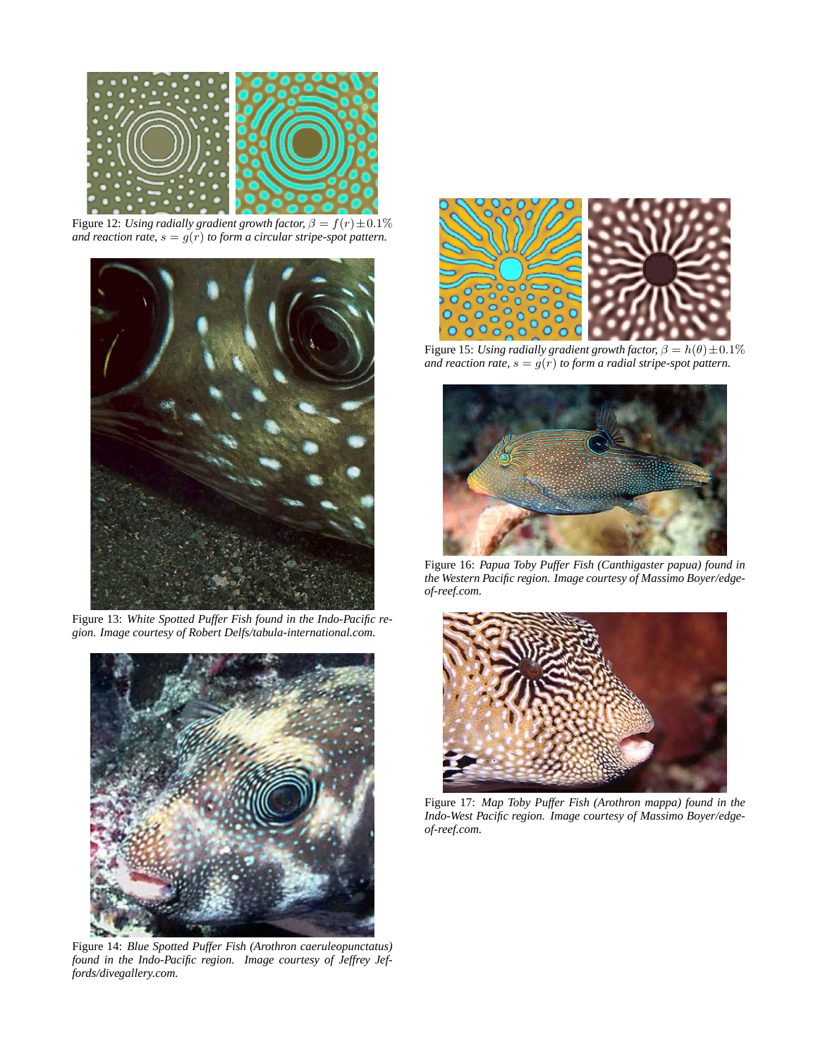Figure 12: *Using radially gradient growth factor, $\beta = f(r) \pm 0.1\%$ and reaction rate, $s = g(r)$ to form a circular stripe-spot pattern.*

Figure 13: *White Spotted Puffer Fish found in the Indo-Pacific region. Image courtesy of Robert Delfs/tabula-international.com.*

Figure 14: *Blue Spotted Puffer Fish (Arothron caeruleopunctatus) found in the Indo-Pacific region. Image courtesy of Jeffrey Jeffords/divegallery.com.*

Figure 15: *Using radially gradient growth factor, $\beta = h(\theta) \pm 0.1\%$ and reaction rate, $s = g(r)$ to form a radial stripe-spot pattern.*

Figure 16: *Papua Toby Puffer Fish (Canthigaster papua) found in the Western Pacific region. Image courtesy of Massimo Boyer/edge-of-reef.com.*

Figure 17: *Map Toby Puffer Fish (Arothron mappa) found in the Indo-West Pacific region. Image courtesy of Massimo Boyer/edge-of-reef.com.*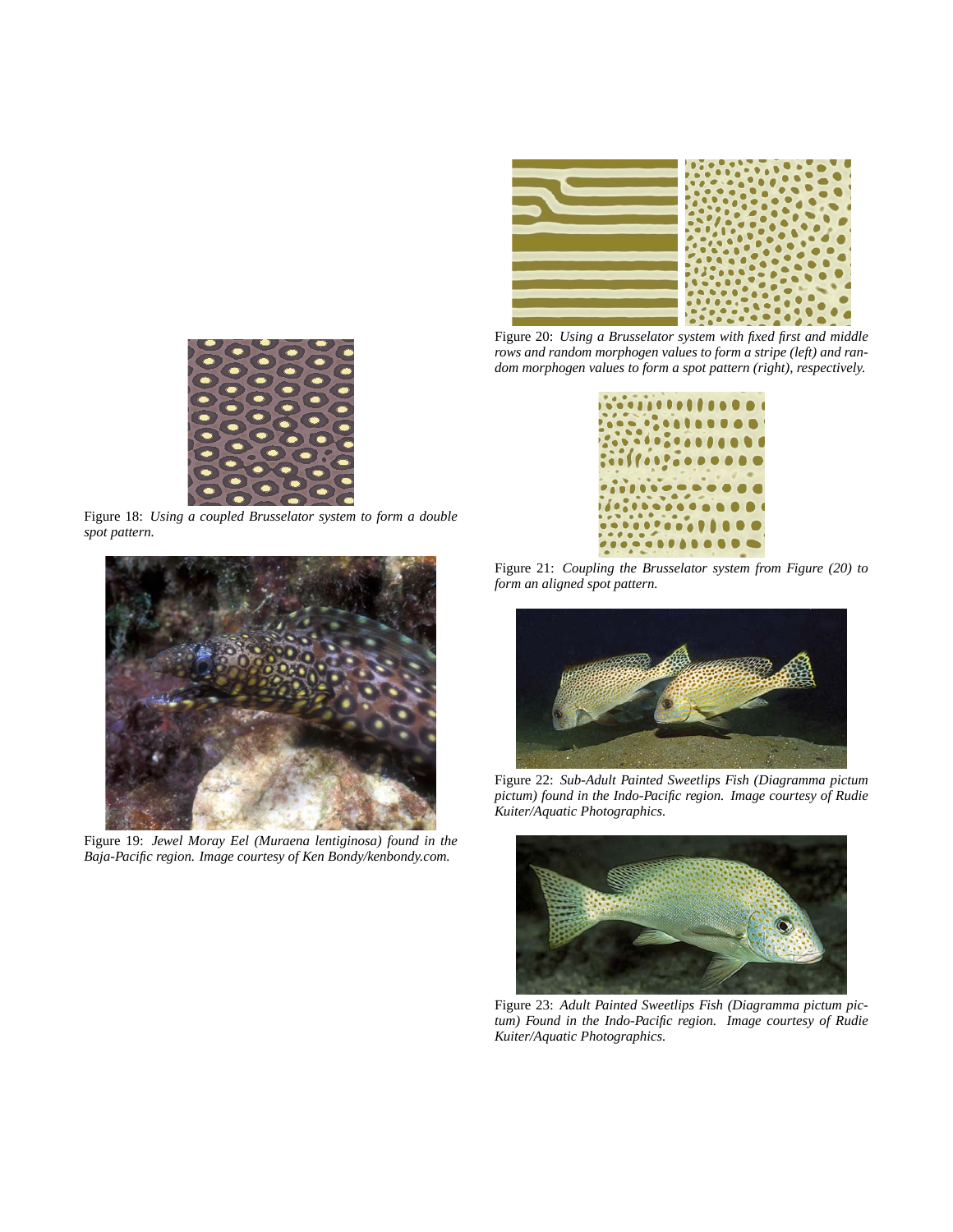Figure 18: *Using a coupled Brusselator system to form a double spot pattern.*

Figure 19: *Jewel Moray Eel (Muraena lentiginosa) found in the Baja-Pacific region. Image courtesy of Ken Bondy/kenbondy.com.*

Figure 20: *Using a Brusselator system with fixed first and middle rows and random morphogen values to form a stripe (left) and random morphogen values to form a spot pattern (right), respectively.*

Figure 21: *Coupling the Brusselator system from Figure (20) to form an aligned spot pattern.*

Figure 22: *Sub-Adult Painted Sweetlips Fish (Diagramma pictum pictum) found in the Indo-Pacific region. Image courtesy of Rudie Kuiter/Aquatic Photographics.*

Figure 23: *Adult Painted Sweetlips Fish (Diagramma pictum pictum) Found in the Indo-Pacific region. Image courtesy of Rudie Kuiter/Aquatic Photographics.*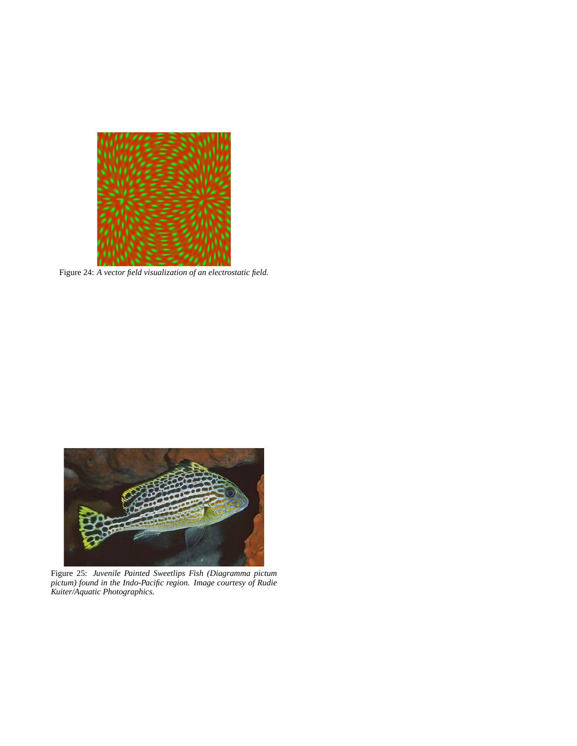Figure 24: *A vector field visualization of an electrostatic field.*

Figure 25: *Juvenile Painted Sweetlips Fish (Diagramma pictum pictum) found in the Indo-Pacific region. Image courtesy of Rudie Kuiter/Aquatic Photographics.*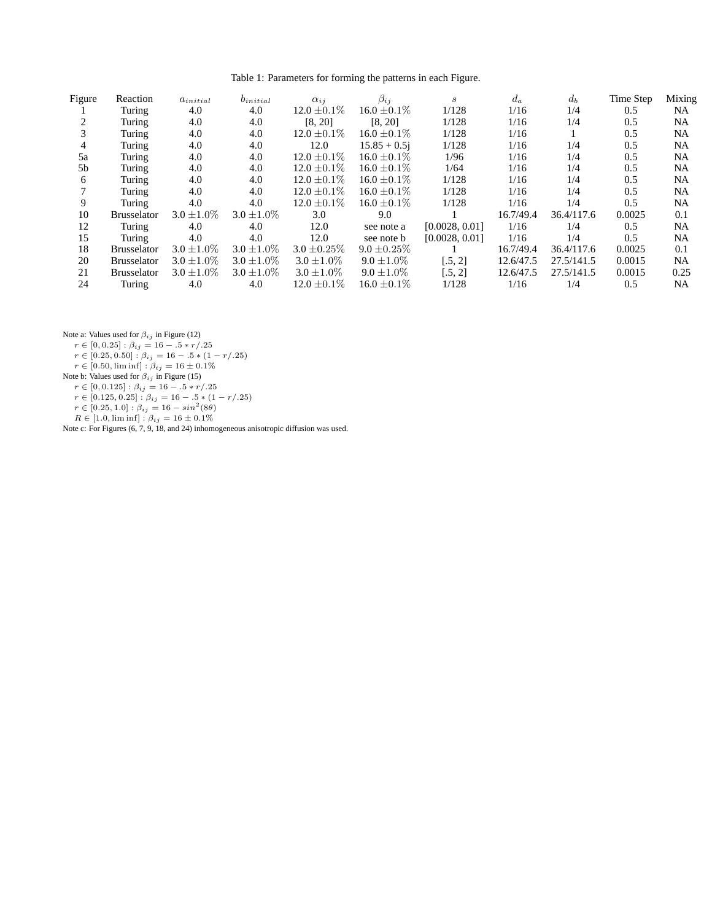Table 1: Parameters for forming the patterns in each Figure.

| Figure | Reaction | $a_{initial}$ | $b_{initial}$ | $\alpha_{ij}$ | $\beta_{ij}$ | $s$ | $d_a$ | $d_b$ | Time Step | Mixing |
|---|---|---|---|---|---|---|---|---|---|---|
| 1 | Turing | 4.0 | 4.0 | 12.0 $\pm 0.1\%$ | 16.0 $\pm 0.1\%$ | 1/128 | 1/16 | 1/4 | 0.5 | NA |
| 2 | Turing | 4.0 | 4.0 | [8, 20] | [8, 20] | 1/128 | 1/16 | 1/4 | 0.5 | NA |
| 3 | Turing | 4.0 | 4.0 | 12.0 $\pm 0.1\%$ | 16.0 $\pm 0.1\%$ | 1/128 | 1/16 | 1 | 0.5 | NA |
| 4 | Turing | 4.0 | 4.0 | 12.0 | 15.85 + 0.5j | 1/128 | 1/16 | 1/4 | 0.5 | NA |
| 5a | Turing | 4.0 | 4.0 | 12.0 $\pm 0.1\%$ | 16.0 $\pm 0.1\%$ | 1/96 | 1/16 | 1/4 | 0.5 | NA |
| 5b | Turing | 4.0 | 4.0 | 12.0 $\pm 0.1\%$ | 16.0 $\pm 0.1\%$ | 1/64 | 1/16 | 1/4 | 0.5 | NA |
| 6 | Turing | 4.0 | 4.0 | 12.0 $\pm 0.1\%$ | 16.0 $\pm 0.1\%$ | 1/128 | 1/16 | 1/4 | 0.5 | NA |
| 7 | Turing | 4.0 | 4.0 | 12.0 $\pm 0.1\%$ | 16.0 $\pm 0.1\%$ | 1/128 | 1/16 | 1/4 | 0.5 | NA |
| 9 | Turing | 4.0 | 4.0 | 12.0 $\pm 0.1\%$ | 16.0 $\pm 0.1\%$ | 1/128 | 1/16 | 1/4 | 0.5 | NA |
| 10 | Brusselator | 3.0 $\pm 1.0\%$ | 3.0 $\pm 1.0\%$ | 3.0 | 9.0 | 1 | 16.7/49.4 | 36.4/117.6 | 0.0025 | 0.1 |
| 12 | Turing | 4.0 | 4.0 | 12.0 | see note a | [0.0028, 0.01] | 1/16 | 1/4 | 0.5 | NA |
| 15 | Turing | 4.0 | 4.0 | 12.0 | see note b | [0.0028, 0.01] | 1/16 | 1/4 | 0.5 | NA |
| 18 | Brusselator | 3.0 $\pm 1.0\%$ | 3.0 $\pm 1.0\%$ | 3.0 $\pm 0.25\%$ | 9.0 $\pm 0.25\%$ | 1 | 16.7/49.4 | 36.4/117.6 | 0.0025 | 0.1 |
| 20 | Brusselator | 3.0 $\pm 1.0\%$ | 3.0 $\pm 1.0\%$ | 3.0 $\pm 1.0\%$ | 9.0 $\pm 1.0\%$ | [.5, 2] | 12.6/47.5 | 27.5/141.5 | 0.0015 | NA |
| 21 | Brusselator | 3.0 $\pm 1.0\%$ | 3.0 $\pm 1.0\%$ | 3.0 $\pm 1.0\%$ | 9.0 $\pm 1.0\%$ | [.5, 2] | 12.6/47.5 | 27.5/141.5 | 0.0015 | 0.25 |
| 24 | Turing | 4.0 | 4.0 | 12.0 $\pm 0.1\%$ | 16.0 $\pm 0.1\%$ | 1/128 | 1/16 | 1/4 | 0.5 | NA |

Note a: Values used for $\beta_{ij}$ in Figure (12)

- $r \in [0, 0.25] : \beta_{ij} = 16 - .5 * r/.25$
- $r \in [0.25, 0.50] : \beta_{ij} = 16 - .5 * (1 - r/.25)$
- $r \in [0.50, \liminf] : \beta_{ij} = 16 \pm 0.1\%$

Note b: Values used for $\beta_{ij}$ in Figure (15)

- $r \in [0, 0.125] : \beta_{ij} = 16 - .5 * r/.25$
- $r \in [0.125, 0.25] : \beta_{ij} = 16 - .5 * (1 - r/.25)$
- $r \in [0.25, 1.0] : \beta_{ij} = 16 - sin^2(8\theta)$
- $R \in [1.0, \liminf] : \beta_{ij} = 16 \pm 0.1\%$

Note c: For Figures (6, 7, 9, 18, and 24) inhomogeneous anisotropic diffusion was used.